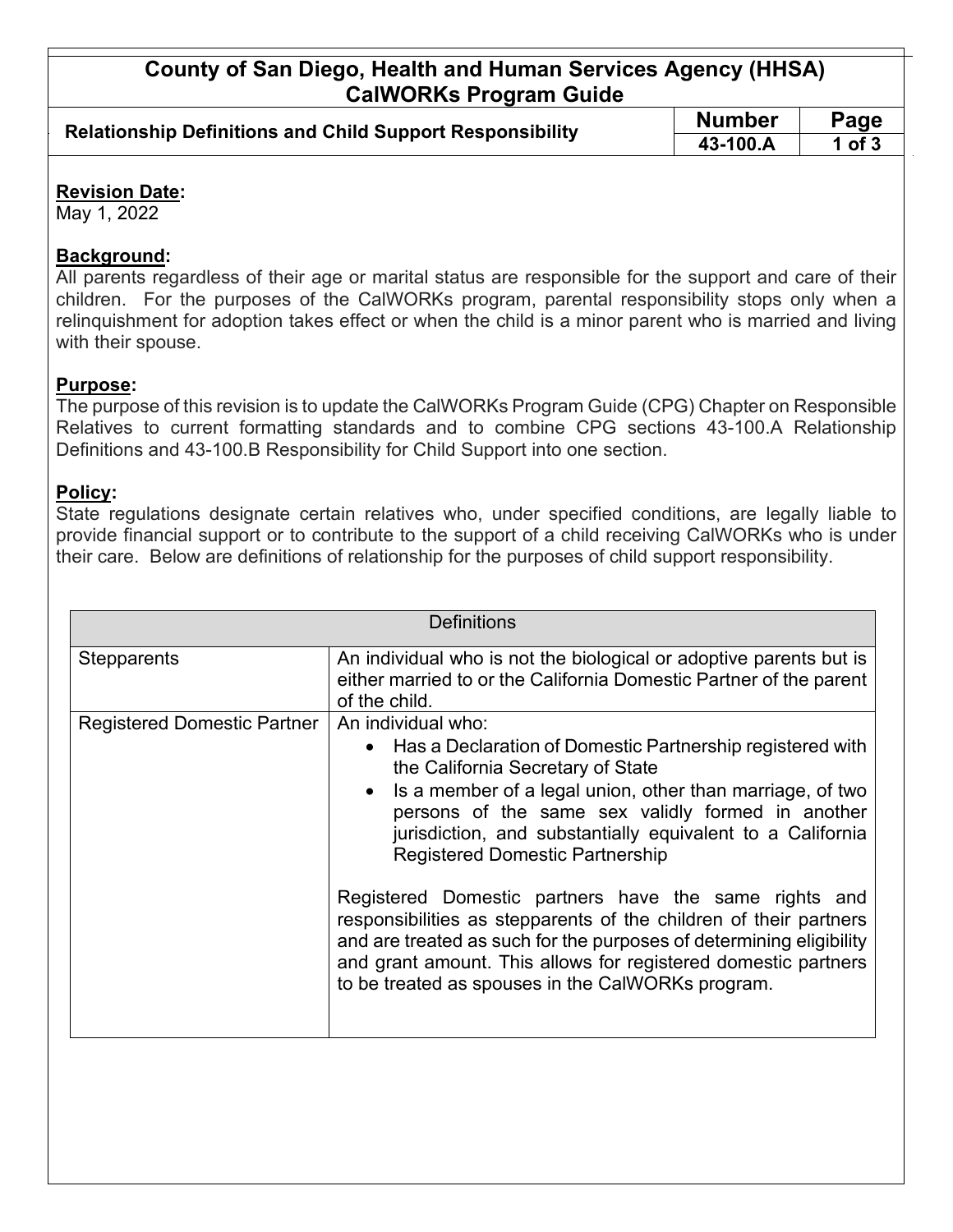# County of San Diego, Health and Human Services Agency (HHSA) CalWORKs Program Guide

| Relationship Definitions and Child Support Responsibility | Number | Page |
|---|---|---|
| | 43-100.A | 1 of 3 |

**Revision Date:**
May 1, 2022

**Background:**
All parents regardless of their age or marital status are responsible for the support and care of their children. For the purposes of the CalWORKs program, parental responsibility stops only when a relinquishment for adoption takes effect or when the child is a minor parent who is married and living with their spouse.

**Purpose:**
The purpose of this revision is to update the CalWORKs Program Guide (CPG) Chapter on Responsible Relatives to current formatting standards and to combine CPG sections 43-100.A Relationship Definitions and 43-100.B Responsibility for Child Support into one section.

**Policy:**
State regulations designate certain relatives who, under specified conditions, are legally liable to provide financial support or to contribute to the support of a child receiving CalWORKs who is under their care. Below are definitions of relationship for the purposes of child support responsibility.

| Definitions | |
|---|---|
| Stepparents | An individual who is not the biological or adoptive parents but is either married to or the California Domestic Partner of the parent of the child. |
| Registered Domestic Partner | An individual who:<br>• Has a Declaration of Domestic Partnership registered with the California Secretary of State<br>• Is a member of a legal union, other than marriage, of two persons of the same sex validly formed in another jurisdiction, and substantially equivalent to a California Registered Domestic Partnership<br><br>Registered Domestic partners have the same rights and responsibilities as stepparents of the children of their partners and are treated as such for the purposes of determining eligibility and grant amount. This allows for registered domestic partners to be treated as spouses in the CalWORKs program. |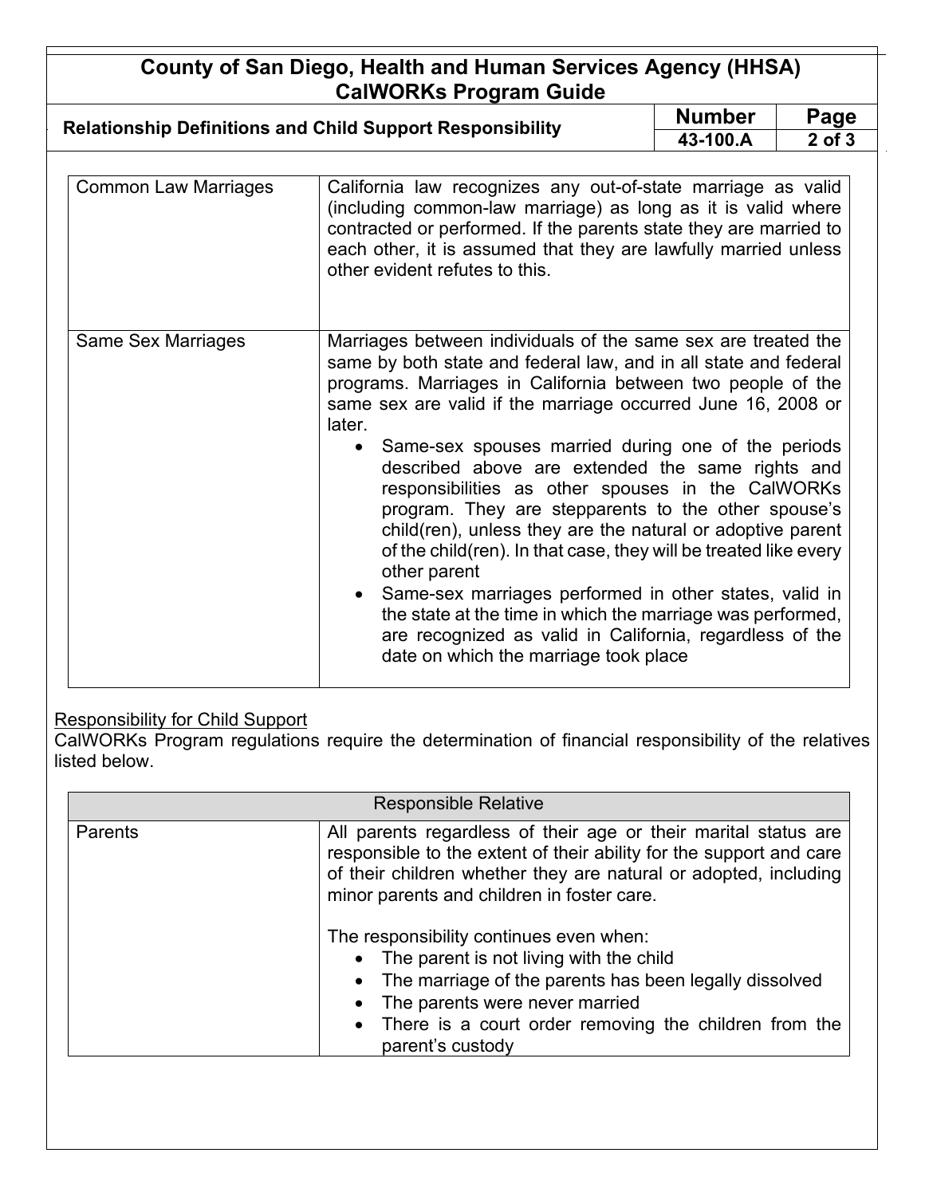| Common Law Marriages | California law recognizes any out-of-state marriage as valid (including common-law marriage) as long as it is valid where contracted or performed. If the parents state they are married to each other, it is assumed that they are lawfully married unless other evident refutes to this. |
|---|---|
| Same Sex Marriages | Marriages between individuals of the same sex are treated the same by both state and federal law, and in all state and federal programs. Marriages in California between two people of the same sex are valid if the marriage occurred June 16, 2008 or later.<br>• Same-sex spouses married during one of the periods described above are extended the same rights and responsibilities as other spouses in the CalWORKs program. They are stepparents to the other spouse's child(ren), unless they are the natural or adoptive parent of the child(ren). In that case, they will be treated like every other parent<br>• Same-sex marriages performed in other states, valid in the state at the time in which the marriage was performed, are recognized as valid in California, regardless of the date on which the marriage took place |

Responsibility for Child Support

CalWORKs Program regulations require the determination of financial responsibility of the relatives listed below.

| Responsible Relative | |
|---|---|
| Parents | All parents regardless of their age or their marital status are responsible to the extent of their ability for the support and care of their children whether they are natural or adopted, including minor parents and children in foster care.<br><br>The responsibility continues even when:<br>• The parent is not living with the child<br>• The marriage of the parents has been legally dissolved<br>• The parents were never married<br>• There is a court order removing the children from the parent's custody |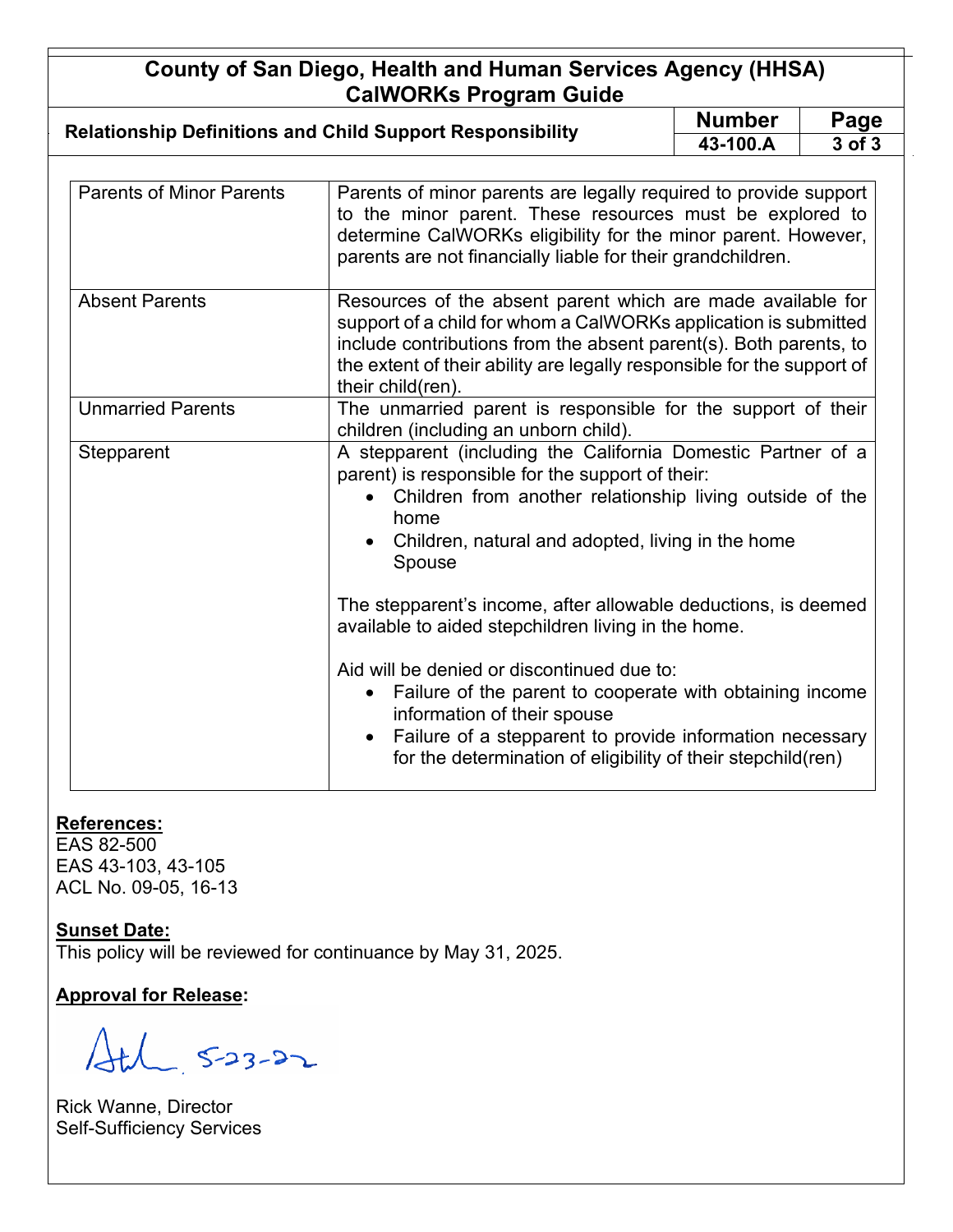| | |
|---|---|
| Parents of Minor Parents | Parents of minor parents are legally required to provide support to the minor parent. These resources must be explored to determine CalWORKs eligibility for the minor parent. However, parents are not financially liable for their grandchildren. |
| Absent Parents | Resources of the absent parent which are made available for support of a child for whom a CalWORKs application is submitted include contributions from the absent parent(s). Both parents, to the extent of their ability are legally responsible for the support of their child(ren). |
| Unmarried Parents | The unmarried parent is responsible for the support of their children (including an unborn child). |
| Stepparent | A stepparent (including the California Domestic Partner of a parent) is responsible for the support of their:<br>• Children from another relationship living outside of the home<br>• Children, natural and adopted, living in the home Spouse<br><br>The stepparent's income, after allowable deductions, is deemed available to aided stepchildren living in the home.<br><br>Aid will be denied or discontinued due to:<br>• Failure of the parent to cooperate with obtaining income information of their spouse<br>• Failure of a stepparent to provide information necessary for the determination of eligibility of their stepchild(ren) |

**References:**
EAS 82-500
EAS 43-103, 43-105
ACL No. 09-05, 16-13

**Sunset Date:**
This policy will be reviewed for continuance by May 31, 2025.

**Approval for Release:**

5-23-22

Rick Wanne, Director
Self-Sufficiency Services